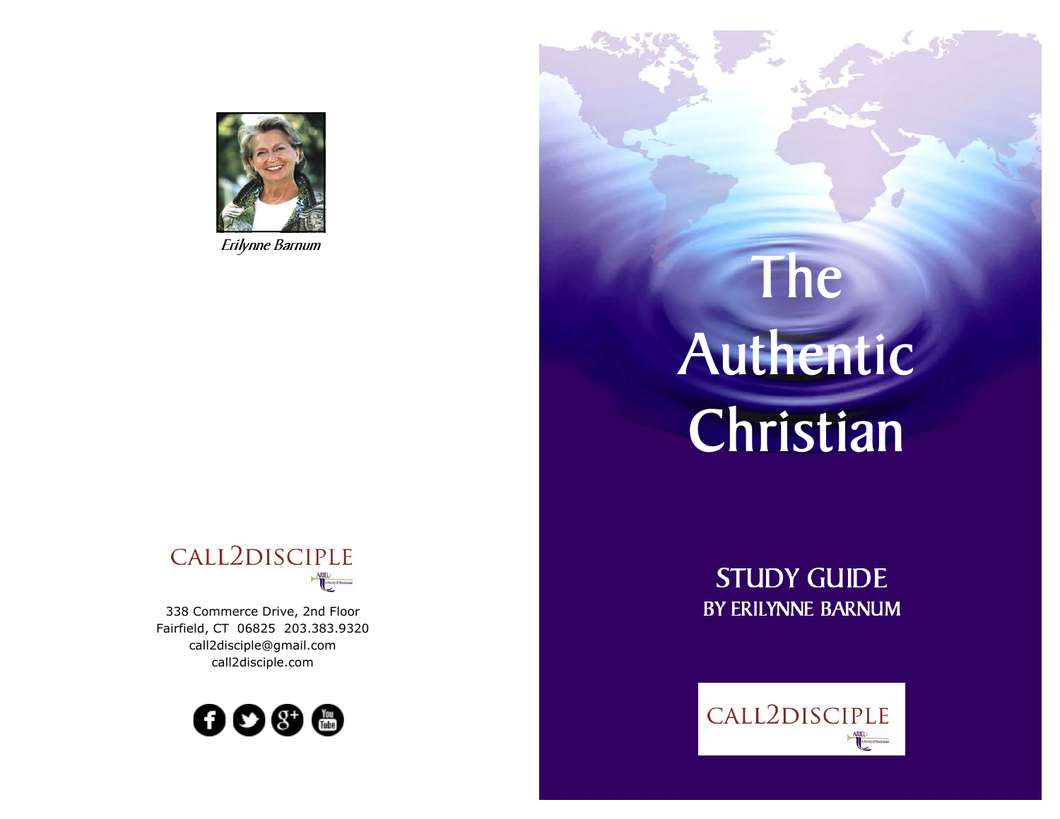Erilynne Barnum

CALL2DISCIPLE

ARIEL

338 Commerce Drive, 2nd Floor
Fairfield, CT 06825 203.383.9320
call2disciple@gmail.com
call2disciple.com

# The Authentic Christian

## STUDY GUIDE
### BY ERILYNNE BARNUM

CALL2DISCIPLE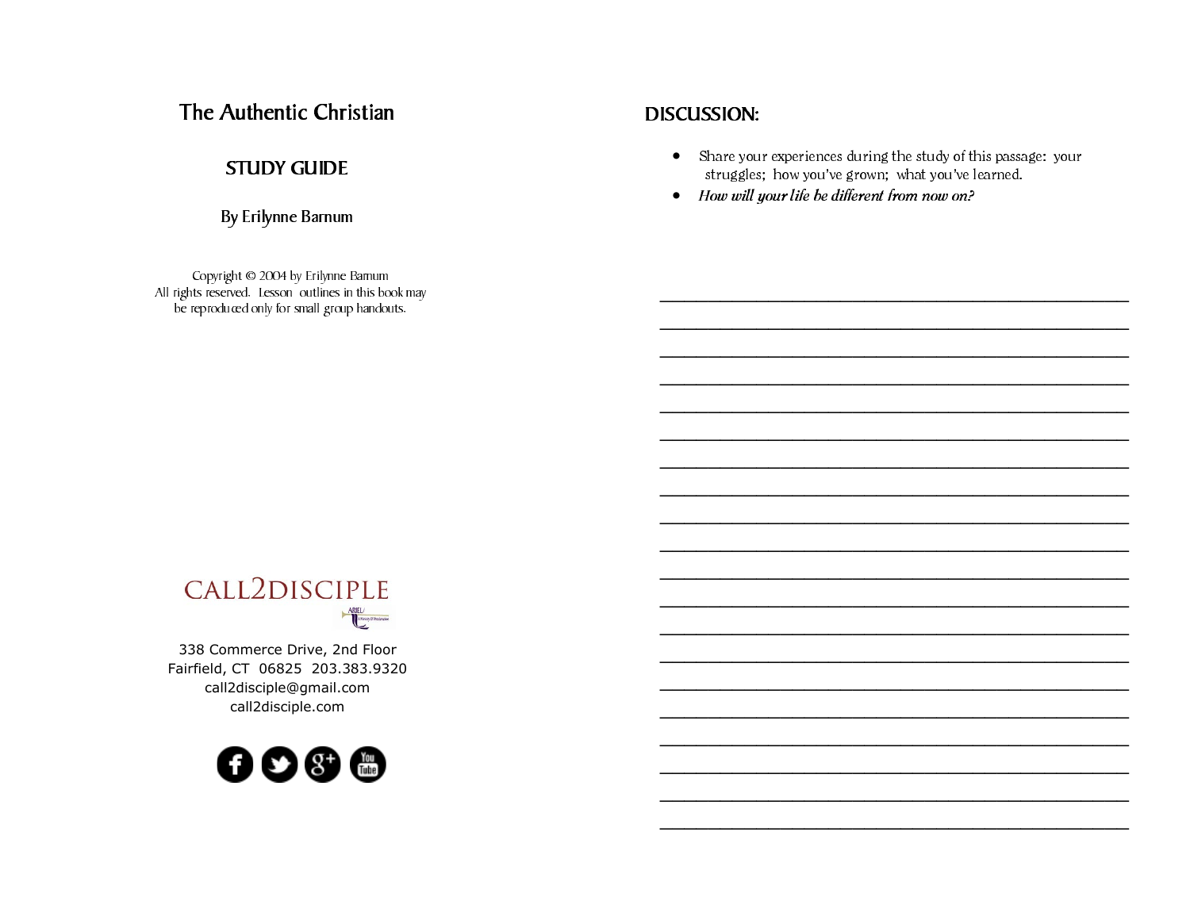# The Authentic Christian

## STUDY GUIDE

By Erilynne Barnum

Copyright © 2004 by Erilynne Barnum
All rights reserved. Lesson outlines in this book may be reproduced only for small group handouts.

CALL2DISCIPLE

338 Commerce Drive, 2nd Floor
Fairfield, CT 06825 203.383.9320
call2disciple@gmail.com
call2disciple.com

## DISCUSSION:

- Share your experiences during the study of this passage: your struggles; how you've grown; what you've learned.
- *How will your life be different from now on?*

_______________________________________________________________
_______________________________________________________________
_______________________________________________________________
_______________________________________________________________
_______________________________________________________________
_______________________________________________________________
_______________________________________________________________
_______________________________________________________________
_______________________________________________________________
_______________________________________________________________
_______________________________________________________________
_______________________________________________________________
_______________________________________________________________
_______________________________________________________________
_______________________________________________________________
_______________________________________________________________
_______________________________________________________________
_______________________________________________________________
_______________________________________________________________
_______________________________________________________________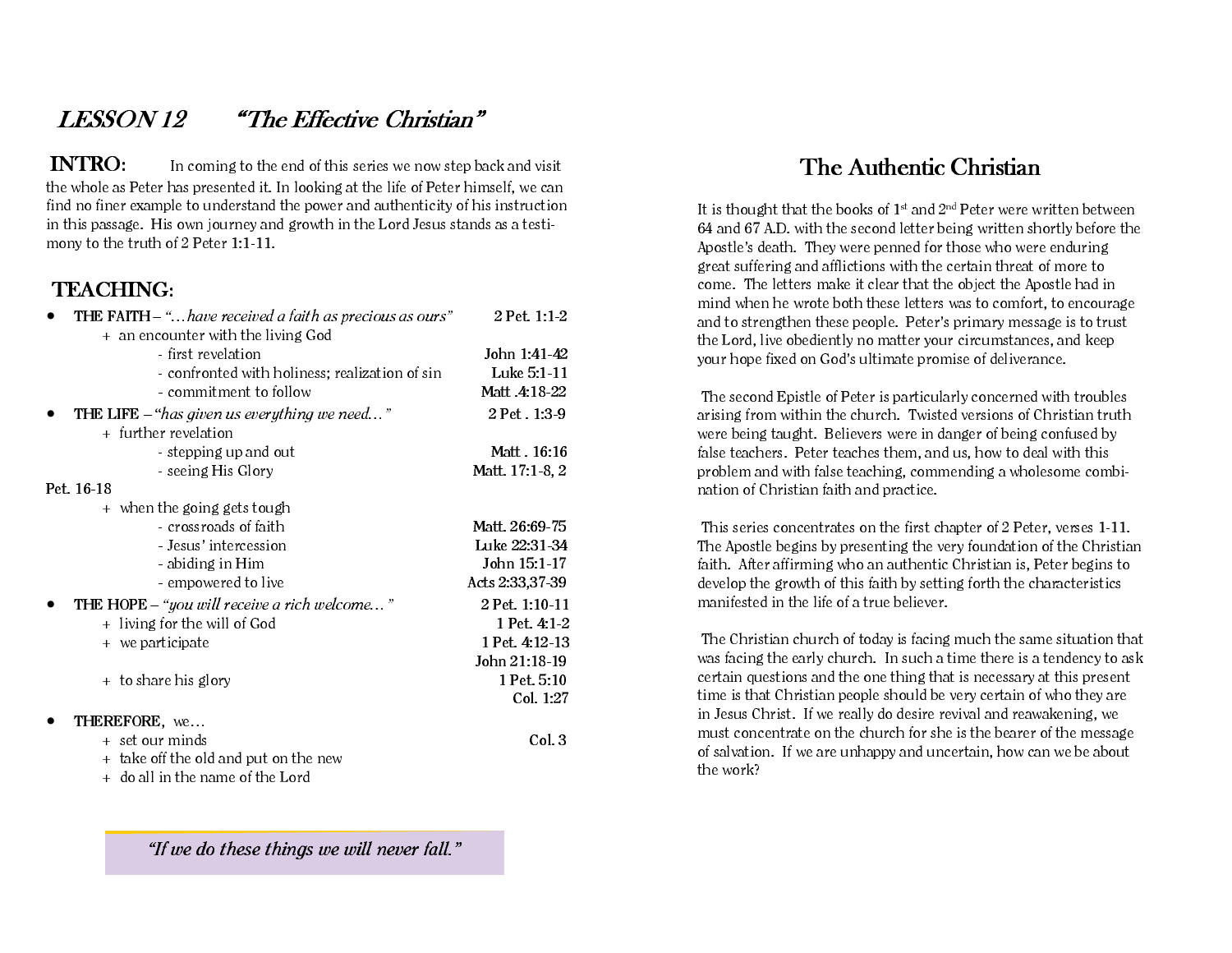# *LESSON 12 "The Effective Christian"*

**INTRO:** In coming to the end of this series we now step back and visit the whole as Peter has presented it. In looking at the life of Peter himself, we can find no finer example to understand the power and authenticity of his instruction in this passage. His own journey and growth in the Lord Jesus stands as a testimony to the truth of 2 Peter 1:1-11.

## TEACHING:

- **THE FAITH** – *"…have received a faith as precious as ours"* **2 Pet. 1:1-2**
  - \+ an encounter with the living God
    - first revelation **John 1:41-42**
    - confronted with holiness; realization of sin **Luke 5:1-11**
    - commitment to follow **Matt .4:18-22**
- **THE LIFE** – *"has given us everything we need…"* **2 Pet . 1:3-9**
  - \+ further revelation
    - stepping up and out **Matt . 16:16**
    - seeing His Glory **Matt. 17:1-8, 2 Pet. 16-18**
  - \+ when the going gets tough
    - crossroads of faith **Matt. 26:69-75**
    - Jesus' intercession **Luke 22:31-34**
    - abiding in Him **John 15:1-17**
    - empowered to live **Acts 2:33,37-39**
- **THE HOPE** – *"you will receive a rich welcome…"* **2 Pet. 1:10-11**
  - \+ living for the will of God **1 Pet. 4:1-2**
  - \+ we participate **1 Pet. 4:12-13**, **John 21:18-19**
  - \+ to share his glory **1 Pet. 5:10**, **Col. 1:27**
- **THEREFORE**, we…
  - \+ set our minds **Col. 3**
  - \+ take off the old and put on the new
  - \+ do all in the name of the Lord

*"If we do these things we will never fall."*

## The Authentic Christian

It is thought that the books of 1st and 2nd Peter were written between 64 and 67 A.D. with the second letter being written shortly before the Apostle's death. They were penned for those who were enduring great suffering and afflictions with the certain threat of more to come. The letters make it clear that the object the Apostle had in mind when he wrote both these letters was to comfort, to encourage and to strengthen these people. Peter's primary message is to trust the Lord, live obediently no matter your circumstances, and keep your hope fixed on God's ultimate promise of deliverance.

The second Epistle of Peter is particularly concerned with troubles arising from within the church. Twisted versions of Christian truth were being taught. Believers were in danger of being confused by false teachers. Peter teaches them, and us, how to deal with this problem and with false teaching, commending a wholesome combination of Christian faith and practice.

This series concentrates on the first chapter of 2 Peter, verses 1-11. The Apostle begins by presenting the very foundation of the Christian faith. After affirming who an authentic Christian is, Peter begins to develop the growth of this faith by setting forth the characteristics manifested in the life of a true believer.

The Christian church of today is facing much the same situation that was facing the early church. In such a time there is a tendency to ask certain questions and the one thing that is necessary at this present time is that Christian people should be very certain of who they are in Jesus Christ. If we really do desire revival and reawakening, we must concentrate on the church for she is the bearer of the message of salvation. If we are unhappy and uncertain, how can we be about the work?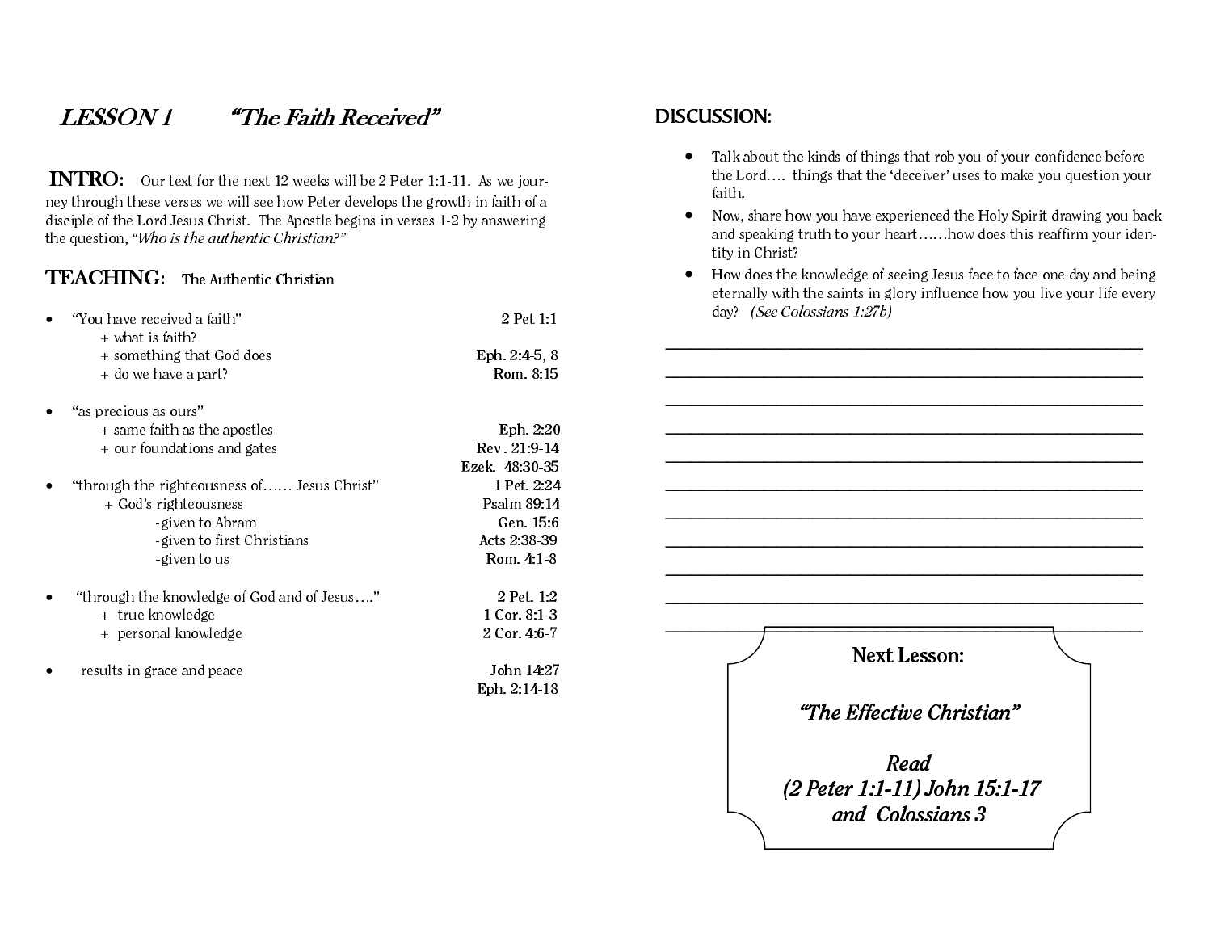## LESSON 1 *"The Faith Received"*

**INTRO:** Our text for the next 12 weeks will be 2 Peter 1:1-11. As we journey through these verses we will see how Peter develops the growth in faith of a disciple of the Lord Jesus Christ. The Apostle begins in verses 1-2 by answering the question, *"Who is the authentic Christian?"*

**TEACHING:** The Authentic Christian

- "You have received a faith" — **2 Pet 1:1**
  - + what is faith?
  - + something that God does — **Eph. 2:4-5, 8**
  - + do we have a part? — **Rom. 8:15**

- "as precious as ours"
  - + same faith as the apostles — **Eph. 2:20**
  - + our foundations and gates — **Rev. 21:9-14**, **Ezek. 48:30-35**

- "through the righteousness of...... Jesus Christ" — **1 Pet. 2:24**
  - + God's righteousness — **Psalm 89:14**
    - -given to Abram — **Gen. 15:6**
    - -given to first Christians — **Acts 2:38-39**
    - -given to us — **Rom. 4:1-8**

- "through the knowledge of God and of Jesus...." — **2 Pet. 1:2**
  - + true knowledge — **1 Cor. 8:1-3**
  - + personal knowledge — **2 Cor. 4:6-7**

- results in grace and peace — **John 14:27**, **Eph. 2:14-18**

**DISCUSSION:**

- Talk about the kinds of things that rob you of your confidence before the Lord.... things that the 'deceiver' uses to make you question your faith.
- Now, share how you have experienced the Holy Spirit drawing you back and speaking truth to your heart......how does this reaffirm your identity in Christ?
- How does the knowledge of seeing Jesus face to face one day and being eternally with the saints in glory influence how you live your life every day? *(See Colossians 1:27b)*

______________________________________________________________

______________________________________________________________

______________________________________________________________

______________________________________________________________

______________________________________________________________

______________________________________________________________

______________________________________________________________

______________________________________________________________

______________________________________________________________

______________________________________________________________

______________________________________________________________

**Next Lesson:**

***"The Effective Christian"***

***Read (2 Peter 1:1-11) John 15:1-17 and Colossians 3***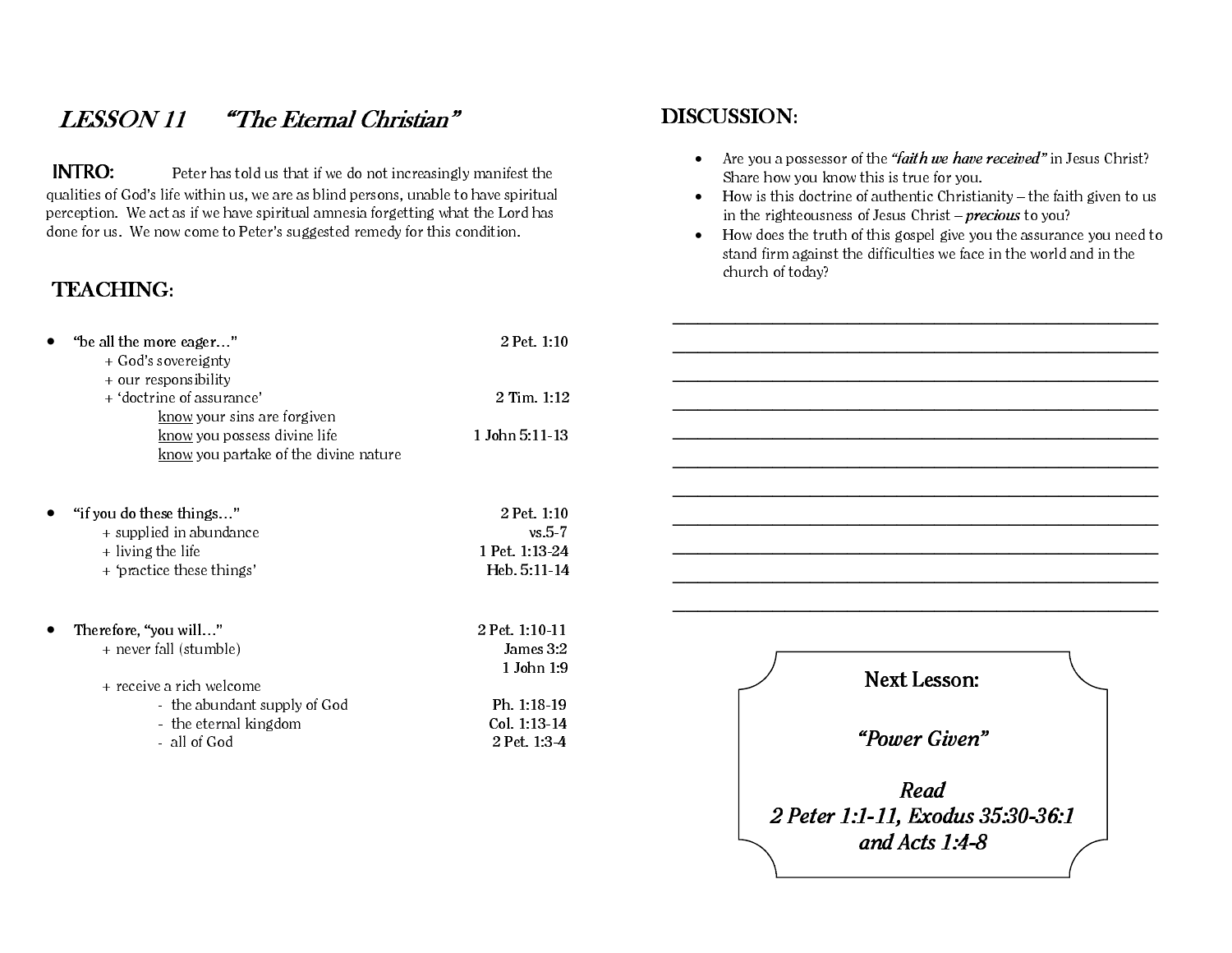# LESSON 11 "The Eternal Christian"

**INTRO:** Peter has told us that if we do not increasingly manifest the qualities of God's life within us, we are as blind persons, unable to have spiritual perception. We act as if we have spiritual amnesia forgetting what the Lord has done for us. We now come to Peter's suggested remedy for this condition.

## TEACHING:

- "be all the more eager…" — 2 Pet. 1:10
  - + God's sovereignty
  - + our responsibility
  - + 'doctrine of assurance' — 2 Tim. 1:12
    - know your sins are forgiven
    - know you possess divine life — 1 John 5:11-13
    - know you partake of the divine nature

- "if you do these things…" — 2 Pet. 1:10
  - + supplied in abundance — vs.5-7
  - + living the life — 1 Pet. 1:13-24
  - + 'practice these things' — Heb. 5:11-14

- Therefore, "you will…" — 2 Pet. 1:10-11
  - + never fall (stumble) — James 3:2; 1 John 1:9
  - + receive a rich welcome
    - - the abundant supply of God — Ph. 1:18-19
    - - the eternal kingdom — Col. 1:13-14
    - - all of God — 2 Pet. 1:3-4

## DISCUSSION:

- Are you a possessor of the ***"faith we have received"*** in Jesus Christ? Share how you know this is true for you.
- How is this doctrine of authentic Christianity – the faith given to us in the righteousness of Jesus Christ – ***precious*** to you?
- How does the truth of this gospel give you the assurance you need to stand firm against the difficulties we face in the world and in the church of today?

______________________________________________

______________________________________________

______________________________________________

______________________________________________

______________________________________________

______________________________________________

______________________________________________

______________________________________________

______________________________________________

______________________________________________

______________________________________________

**Next Lesson:**

***"Power Given"***

***Read***
***2 Peter 1:1-11, Exodus 35:30-36:1***
***and Acts 1:4-8***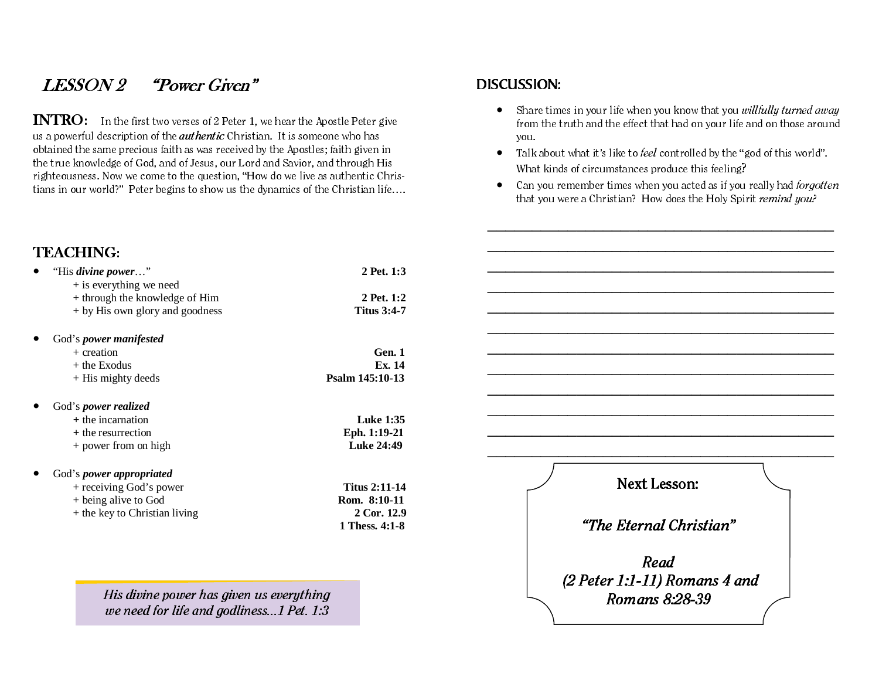# *LESSON 2 "Power Given"*

**INTRO:** In the first two verses of 2 Peter 1, we hear the Apostle Peter give us a powerful description of the ***authentic*** Christian. It is someone who has obtained the same precious faith as was received by the Apostles; faith given in the true knowledge of God, and of Jesus, our Lord and Savior, and through His righteousness. Now we come to the question, "How do we live as authentic Christians in our world?" Peter begins to show us the dynamics of the Christian life….

## TEACHING:

- "His ***divine power***…" — **2 Pet. 1:3**
  - + is everything we need
  - + through the knowledge of Him — **2 Pet. 1:2**
  - + by His own glory and goodness — **Titus 3:4-7**

- God's ***power manifested***
  - + creation — **Gen. 1**
  - + the Exodus — **Ex. 14**
  - + His mighty deeds — **Psalm 145:10-13**

- God's ***power realized***
  - + the incarnation — **Luke 1:35**
  - + the resurrection — **Eph. 1:19-21**
  - + power from on high — **Luke 24:49**

- God's ***power appropriated***
  - + receiving God's power — **Titus 2:11-14**
  - + being alive to God — **Rom. 8:10-11**
  - + the key to Christian living — **2 Cor. 12.9**, **1 Thess. 4:1-8**

*His divine power has given us everything we need for life and godliness...1 Pet. 1:3*

## DISCUSSION:

- Share times in your life when you know that you *willfully turned away* from the truth and the effect that had on your life and on those around you.
- Talk about what it's like to *feel* controlled by the "god of this world". What kinds of circumstances produce this feeling?
- Can you remember times when you acted as if you really had *forgotten* that you were a Christian? How does the Holy Spirit *remind you?*

\_\_\_\_\_\_\_\_\_\_\_\_\_\_\_\_\_\_\_\_\_\_\_\_\_\_\_\_\_\_\_\_\_\_\_\_\_\_\_\_\_\_\_\_\_\_\_\_\_\_\_\_\_\_

\_\_\_\_\_\_\_\_\_\_\_\_\_\_\_\_\_\_\_\_\_\_\_\_\_\_\_\_\_\_\_\_\_\_\_\_\_\_\_\_\_\_\_\_\_\_\_\_\_\_\_\_\_\_

\_\_\_\_\_\_\_\_\_\_\_\_\_\_\_\_\_\_\_\_\_\_\_\_\_\_\_\_\_\_\_\_\_\_\_\_\_\_\_\_\_\_\_\_\_\_\_\_\_\_\_\_\_\_

\_\_\_\_\_\_\_\_\_\_\_\_\_\_\_\_\_\_\_\_\_\_\_\_\_\_\_\_\_\_\_\_\_\_\_\_\_\_\_\_\_\_\_\_\_\_\_\_\_\_\_\_\_\_

\_\_\_\_\_\_\_\_\_\_\_\_\_\_\_\_\_\_\_\_\_\_\_\_\_\_\_\_\_\_\_\_\_\_\_\_\_\_\_\_\_\_\_\_\_\_\_\_\_\_\_\_\_\_

\_\_\_\_\_\_\_\_\_\_\_\_\_\_\_\_\_\_\_\_\_\_\_\_\_\_\_\_\_\_\_\_\_\_\_\_\_\_\_\_\_\_\_\_\_\_\_\_\_\_\_\_\_\_

\_\_\_\_\_\_\_\_\_\_\_\_\_\_\_\_\_\_\_\_\_\_\_\_\_\_\_\_\_\_\_\_\_\_\_\_\_\_\_\_\_\_\_\_\_\_\_\_\_\_\_\_\_\_

\_\_\_\_\_\_\_\_\_\_\_\_\_\_\_\_\_\_\_\_\_\_\_\_\_\_\_\_\_\_\_\_\_\_\_\_\_\_\_\_\_\_\_\_\_\_\_\_\_\_\_\_\_\_

\_\_\_\_\_\_\_\_\_\_\_\_\_\_\_\_\_\_\_\_\_\_\_\_\_\_\_\_\_\_\_\_\_\_\_\_\_\_\_\_\_\_\_\_\_\_\_\_\_\_\_\_\_\_

\_\_\_\_\_\_\_\_\_\_\_\_\_\_\_\_\_\_\_\_\_\_\_\_\_\_\_\_\_\_\_\_\_\_\_\_\_\_\_\_\_\_\_\_\_\_\_\_\_\_\_\_\_\_

\_\_\_\_\_\_\_\_\_\_\_\_\_\_\_\_\_\_\_\_\_\_\_\_\_\_\_\_\_\_\_\_\_\_\_\_\_\_\_\_\_\_\_\_\_\_\_\_\_\_\_\_\_\_

\_\_\_\_\_\_\_\_\_\_\_\_\_\_\_\_\_\_\_\_\_\_\_\_\_\_\_\_\_\_\_\_\_\_\_\_\_\_\_\_\_\_\_\_\_\_\_\_\_\_\_\_\_\_

**Next Lesson:**

***"The Eternal Christian"***

***Read (2 Peter 1:1-11) Romans 4 and Romans 8:28-39***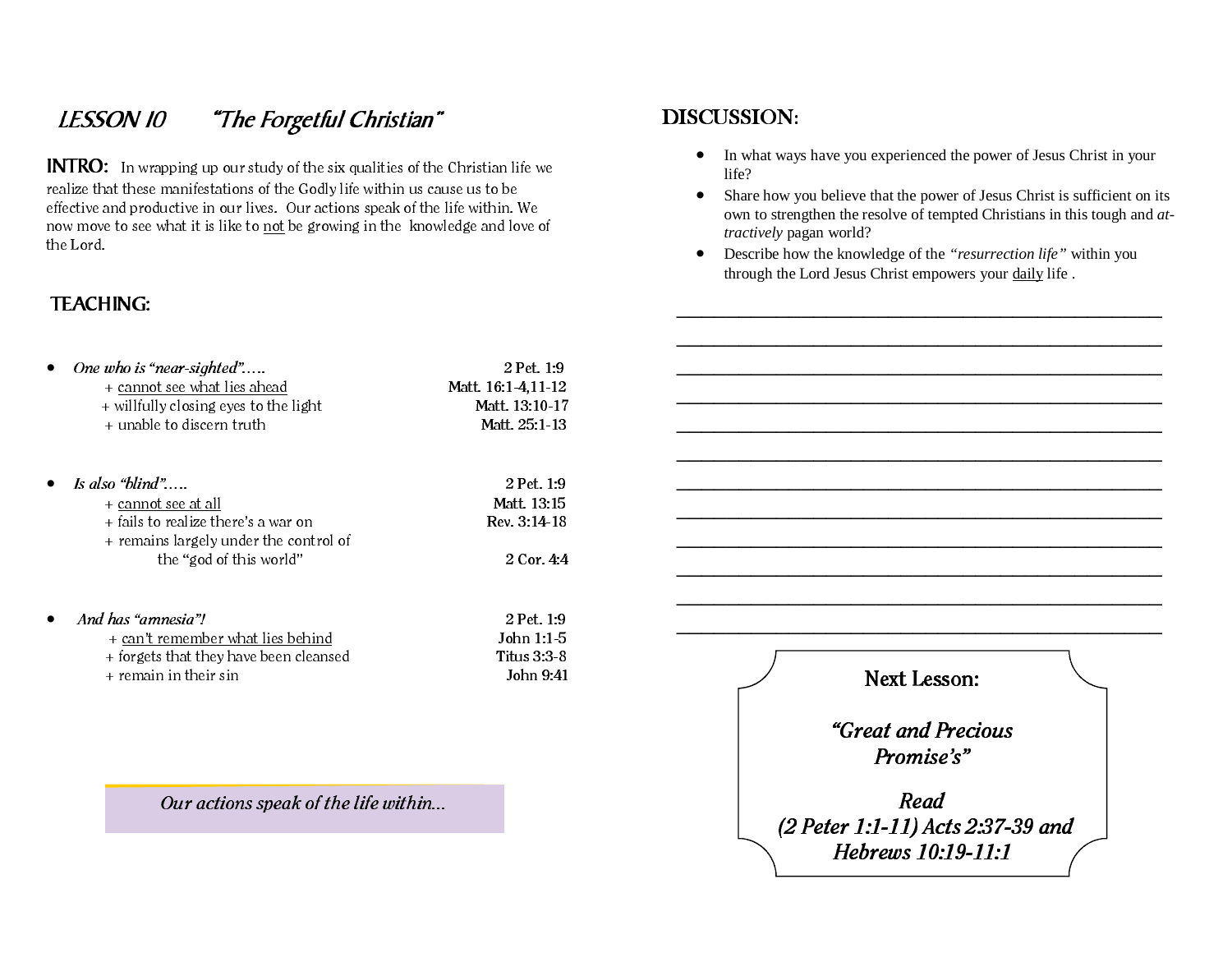# LESSON 10 "The Forgetful Christian"

**INTRO:** In wrapping up our study of the six qualities of the Christian life we realize that these manifestations of the Godly life within us cause us to be effective and productive in our lives. Our actions speak of the life within. We now move to see what it is like to not be growing in the knowledge and love of the Lord.

## TEACHING:

- *One who is "near-sighted"…..* — 2 Pet. 1:9
  - + cannot see what lies ahead — Matt. 16:1-4,11-12
  - + willfully closing eyes to the light — Matt. 13:10-17
  - + unable to discern truth — Matt. 25:1-13

- *Is also "blind"…..* — 2 Pet. 1:9
  - + cannot see at all — Matt. 13:15
  - + fails to realize there's a war on — Rev. 3:14-18
  - + remains largely under the control of the "god of this world" — 2 Cor. 4:4

- *And has "amnesia"!* — 2 Pet. 1:9
  - + can't remember what lies behind — John 1:1-5
  - + forgets that they have been cleansed — Titus 3:3-8
  - + remain in their sin — John 9:41

*Our actions speak of the life within...*

## DISCUSSION:

- In what ways have you experienced the power of Jesus Christ in your life?
- Share how you believe that the power of Jesus Christ is sufficient on its own to strengthen the resolve of tempted Christians in this tough and *at-tractively* pagan world?
- Describe how the knowledge of the *"resurrection life"* within you through the Lord Jesus Christ empowers your daily life .

______________________________________________

______________________________________________

______________________________________________

______________________________________________

______________________________________________

______________________________________________

______________________________________________

______________________________________________

______________________________________________

______________________________________________

______________________________________________

______________________________________________

**Next Lesson:**

*"Great and Precious Promise's"*

*Read (2 Peter 1:1-11) Acts 2:37-39 and Hebrews 10:19-11:1*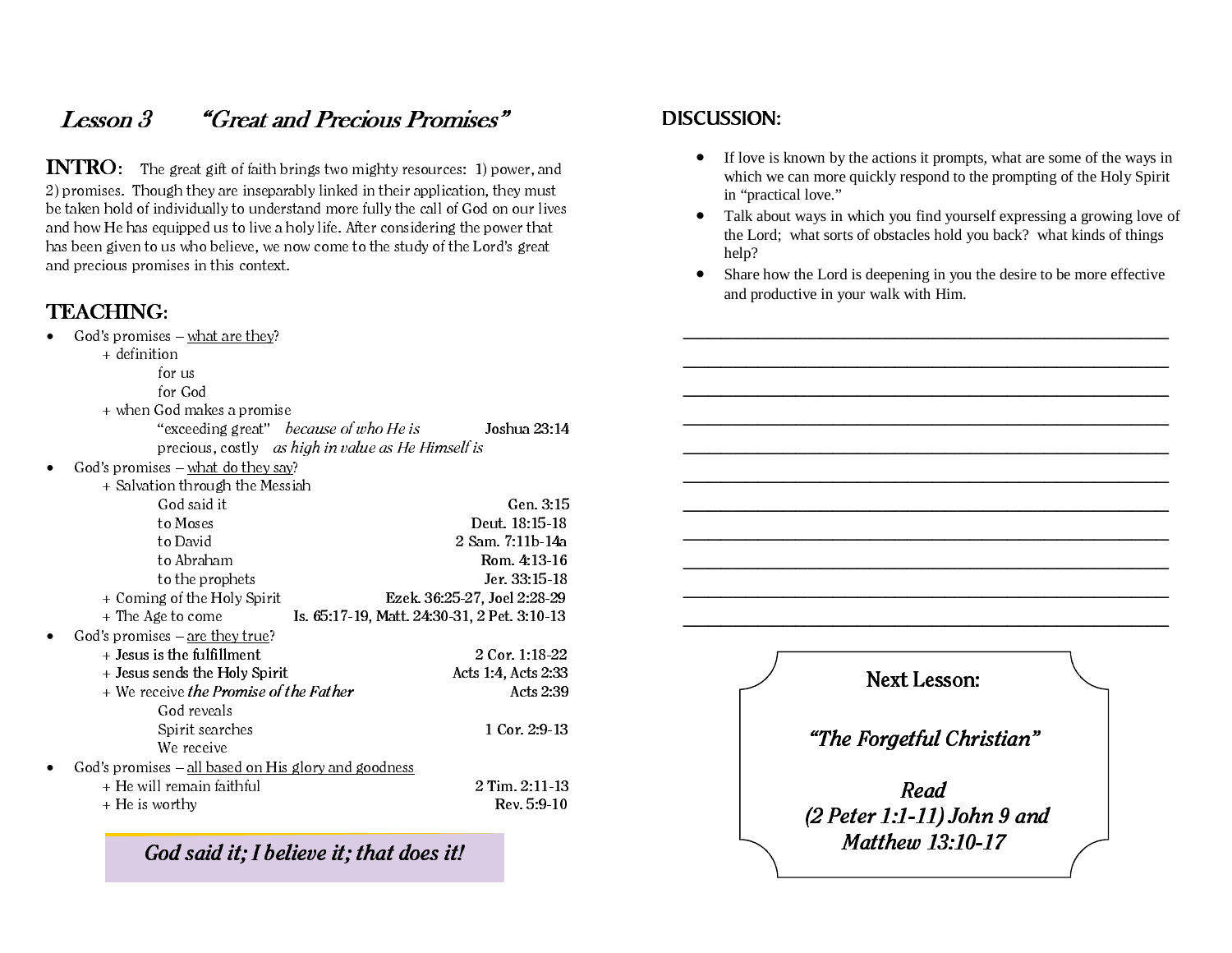## *Lesson 3 "Great and Precious Promises"*

**INTRO:** The great gift of faith brings two mighty resources: 1) power, and 2) promises. Though they are inseparably linked in their application, they must be taken hold of individually to understand more fully the call of God on our lives and how He has equipped us to live a holy life. After considering the power that has been given to us who believe, we now come to the study of the Lord's great and precious promises in this context.

**TEACHING:**

- God's promises – what are they?
  - + definition
    - for us
    - for God
  - + when God makes a promise
    - "exceeding great" *because of who He is* **Joshua 23:14**
    - precious, costly *as high in value as He Himself is*
- God's promises – what do they say?
  - + Salvation through the Messiah
    - God said it **Gen. 3:15**
    - to Moses **Deut. 18:15-18**
    - to David **2 Sam. 7:11b-14a**
    - to Abraham **Rom. 4:13-16**
    - to the prophets **Jer. 33:15-18**
  - + Coming of the Holy Spirit **Ezek. 36:25-27, Joel 2:28-29**
  - + The Age to come **Is. 65:17-19, Matt. 24:30-31, 2 Pet. 3:10-13**
- God's promises – are they true?
  - + Jesus is the fulfillment **2 Cor. 1:18-22**
  - + Jesus sends the Holy Spirit **Acts 1:4, Acts 2:33**
  - + We receive *the Promise of the Father* **Acts 2:39**
    - God reveals
    - Spirit searches **1 Cor. 2:9-13**
    - We receive
- God's promises – all based on His glory and goodness
  - + He will remain faithful **2 Tim. 2:11-13**
  - + He is worthy **Rev. 5:9-10**

***God said it; I believe it; that does it!***

**DISCUSSION:**

- If love is known by the actions it prompts, what are some of the ways in which we can more quickly respond to the prompting of the Holy Spirit in "practical love."
- Talk about ways in which you find yourself expressing a growing love of the Lord; what sorts of obstacles hold you back? what kinds of things help?
- Share how the Lord is deepening in you the desire to be more effective and productive in your walk with Him.

\_\_\_\_\_\_\_\_\_\_\_\_\_\_\_\_\_\_\_\_\_\_\_\_\_\_\_\_\_\_\_\_\_\_\_\_\_\_\_\_\_\_\_\_\_\_\_\_\_\_\_\_\_\_\_\_

\_\_\_\_\_\_\_\_\_\_\_\_\_\_\_\_\_\_\_\_\_\_\_\_\_\_\_\_\_\_\_\_\_\_\_\_\_\_\_\_\_\_\_\_\_\_\_\_\_\_\_\_\_\_\_\_

\_\_\_\_\_\_\_\_\_\_\_\_\_\_\_\_\_\_\_\_\_\_\_\_\_\_\_\_\_\_\_\_\_\_\_\_\_\_\_\_\_\_\_\_\_\_\_\_\_\_\_\_\_\_\_\_

\_\_\_\_\_\_\_\_\_\_\_\_\_\_\_\_\_\_\_\_\_\_\_\_\_\_\_\_\_\_\_\_\_\_\_\_\_\_\_\_\_\_\_\_\_\_\_\_\_\_\_\_\_\_\_\_

\_\_\_\_\_\_\_\_\_\_\_\_\_\_\_\_\_\_\_\_\_\_\_\_\_\_\_\_\_\_\_\_\_\_\_\_\_\_\_\_\_\_\_\_\_\_\_\_\_\_\_\_\_\_\_\_

\_\_\_\_\_\_\_\_\_\_\_\_\_\_\_\_\_\_\_\_\_\_\_\_\_\_\_\_\_\_\_\_\_\_\_\_\_\_\_\_\_\_\_\_\_\_\_\_\_\_\_\_\_\_\_\_

\_\_\_\_\_\_\_\_\_\_\_\_\_\_\_\_\_\_\_\_\_\_\_\_\_\_\_\_\_\_\_\_\_\_\_\_\_\_\_\_\_\_\_\_\_\_\_\_\_\_\_\_\_\_\_\_

\_\_\_\_\_\_\_\_\_\_\_\_\_\_\_\_\_\_\_\_\_\_\_\_\_\_\_\_\_\_\_\_\_\_\_\_\_\_\_\_\_\_\_\_\_\_\_\_\_\_\_\_\_\_\_\_

\_\_\_\_\_\_\_\_\_\_\_\_\_\_\_\_\_\_\_\_\_\_\_\_\_\_\_\_\_\_\_\_\_\_\_\_\_\_\_\_\_\_\_\_\_\_\_\_\_\_\_\_\_\_\_\_

\_\_\_\_\_\_\_\_\_\_\_\_\_\_\_\_\_\_\_\_\_\_\_\_\_\_\_\_\_\_\_\_\_\_\_\_\_\_\_\_\_\_\_\_\_\_\_\_\_\_\_\_\_\_\_\_

\_\_\_\_\_\_\_\_\_\_\_\_\_\_\_\_\_\_\_\_\_\_\_\_\_\_\_\_\_\_\_\_\_\_\_\_\_\_\_\_\_\_\_\_\_\_\_\_\_\_\_\_\_\_\_\_

**Next Lesson:**

***"The Forgetful Christian"***

***Read***
***(2 Peter 1:1-11) John 9 and Matthew 13:10-17***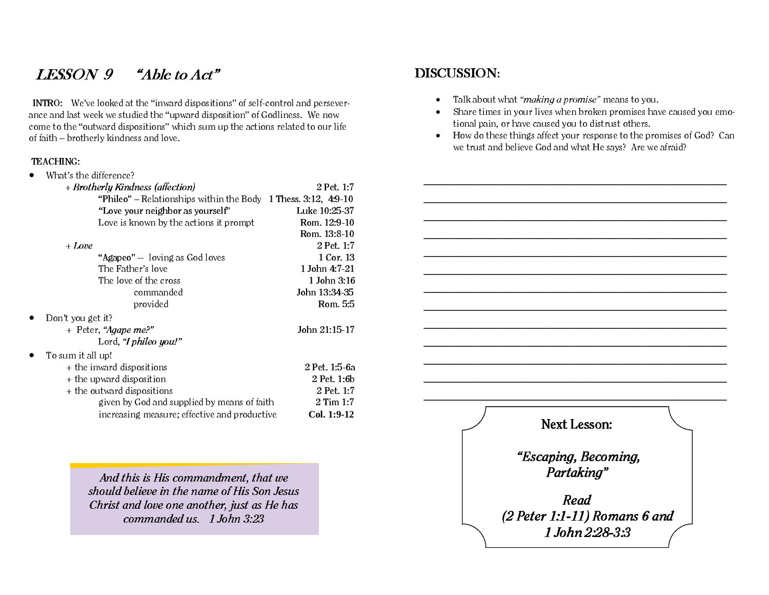# LESSON 9 *"Able to Act"*

**INTRO:** We've looked at the "inward dispositions" of self-control and perseverance and last week we studied the "upward disposition" of Godliness. We now come to the "outward dispositions" which sum up the actions related to our life of faith – brotherly kindness and love.

**TEACHING:**

- What's the difference?
  - + ***Brotherly Kindness (affection)*** — 2 Pet. 1:7
    - **"Phileo"** – Relationships within the Body — **1 Thess. 3:12, 4:9-10**
    - **"Love your neighbor as yourself"** — **Luke 10:25-37**
    - Love is known by the actions it prompt — **Rom. 12:9-10**, **Rom. 13:8-10**
  - + ***Love*** — 2 Pet. 1:7
    - **"Agapeo"** -- loving as God loves — 1 Cor. 13
    - The Father's love — 1 John 4:7-21
    - The love of the cross — 1 John 3:16
      - commanded — John 13:34-35
      - provided — Rom. 5:5
- Don't you get it?
  - + Peter, ***"Agape me?"*** — John 21:15-17
    - Lord, ***"I phileo you!"***
- To sum it all up!
  - + the inward dispositions — 2 Pet. 1:5-6a
  - + the upward disposition — 2 Pet. 1:6b
  - + the outward dispositions — 2 Pet. 1:7
    - given by God and supplied by means of faith — 2 Tim 1:7
    - increasing measure; effective and productive — **Col. 1:9-12**

> *And this is His commandment, that we should believe in the name of His Son Jesus Christ and love one another, just as He has commanded us. 1 John 3:23*

## DISCUSSION:

- Talk about what *"making a promise"* means to you.
- Share times in your lives when broken promises have caused you emotional pain, or have caused you to distrust others.
- How do these things affect your response to the promises of God? Can we trust and believe God and what He says? Are we afraid?

\_\_\_\_\_\_\_\_\_\_\_\_\_\_\_\_\_\_\_\_\_\_\_\_\_\_\_\_\_\_\_\_\_\_\_\_\_\_\_\_\_\_\_\_\_\_\_\_\_\_\_\_\_\_\_\_\_\_\_\_

\_\_\_\_\_\_\_\_\_\_\_\_\_\_\_\_\_\_\_\_\_\_\_\_\_\_\_\_\_\_\_\_\_\_\_\_\_\_\_\_\_\_\_\_\_\_\_\_\_\_\_\_\_\_\_\_\_\_\_\_

\_\_\_\_\_\_\_\_\_\_\_\_\_\_\_\_\_\_\_\_\_\_\_\_\_\_\_\_\_\_\_\_\_\_\_\_\_\_\_\_\_\_\_\_\_\_\_\_\_\_\_\_\_\_\_\_\_\_\_\_

\_\_\_\_\_\_\_\_\_\_\_\_\_\_\_\_\_\_\_\_\_\_\_\_\_\_\_\_\_\_\_\_\_\_\_\_\_\_\_\_\_\_\_\_\_\_\_\_\_\_\_\_\_\_\_\_\_\_\_\_

\_\_\_\_\_\_\_\_\_\_\_\_\_\_\_\_\_\_\_\_\_\_\_\_\_\_\_\_\_\_\_\_\_\_\_\_\_\_\_\_\_\_\_\_\_\_\_\_\_\_\_\_\_\_\_\_\_\_\_\_

\_\_\_\_\_\_\_\_\_\_\_\_\_\_\_\_\_\_\_\_\_\_\_\_\_\_\_\_\_\_\_\_\_\_\_\_\_\_\_\_\_\_\_\_\_\_\_\_\_\_\_\_\_\_\_\_\_\_\_\_

\_\_\_\_\_\_\_\_\_\_\_\_\_\_\_\_\_\_\_\_\_\_\_\_\_\_\_\_\_\_\_\_\_\_\_\_\_\_\_\_\_\_\_\_\_\_\_\_\_\_\_\_\_\_\_\_\_\_\_\_

\_\_\_\_\_\_\_\_\_\_\_\_\_\_\_\_\_\_\_\_\_\_\_\_\_\_\_\_\_\_\_\_\_\_\_\_\_\_\_\_\_\_\_\_\_\_\_\_\_\_\_\_\_\_\_\_\_\_\_\_

\_\_\_\_\_\_\_\_\_\_\_\_\_\_\_\_\_\_\_\_\_\_\_\_\_\_\_\_\_\_\_\_\_\_\_\_\_\_\_\_\_\_\_\_\_\_\_\_\_\_\_\_\_\_\_\_\_\_\_\_

\_\_\_\_\_\_\_\_\_\_\_\_\_\_\_\_\_\_\_\_\_\_\_\_\_\_\_\_\_\_\_\_\_\_\_\_\_\_\_\_\_\_\_\_\_\_\_\_\_\_\_\_\_\_\_\_\_\_\_\_

\_\_\_\_\_\_\_\_\_\_\_\_\_\_\_\_\_\_\_\_\_\_\_\_\_\_\_\_\_\_\_\_\_\_\_\_\_\_\_\_\_\_\_\_\_\_\_\_\_\_\_\_\_\_\_\_\_\_\_\_

\_\_\_\_\_\_\_\_\_\_\_\_\_\_\_\_\_\_\_\_\_\_\_\_\_\_\_\_\_\_\_\_\_\_\_\_\_\_\_\_\_\_\_\_\_\_\_\_\_\_\_\_\_\_\_\_\_\_\_\_

\_\_\_\_\_\_\_\_\_\_\_\_\_\_\_\_\_\_\_\_\_\_\_\_\_\_\_\_\_\_\_\_\_\_\_\_\_\_\_\_\_\_\_\_\_\_\_\_\_\_\_\_\_\_\_\_\_\_\_\_

**Next Lesson:**

***"Escaping, Becoming, Partaking"***

***Read***
***(2 Peter 1:1-11) Romans 6 and 1 John 2:28-3:3***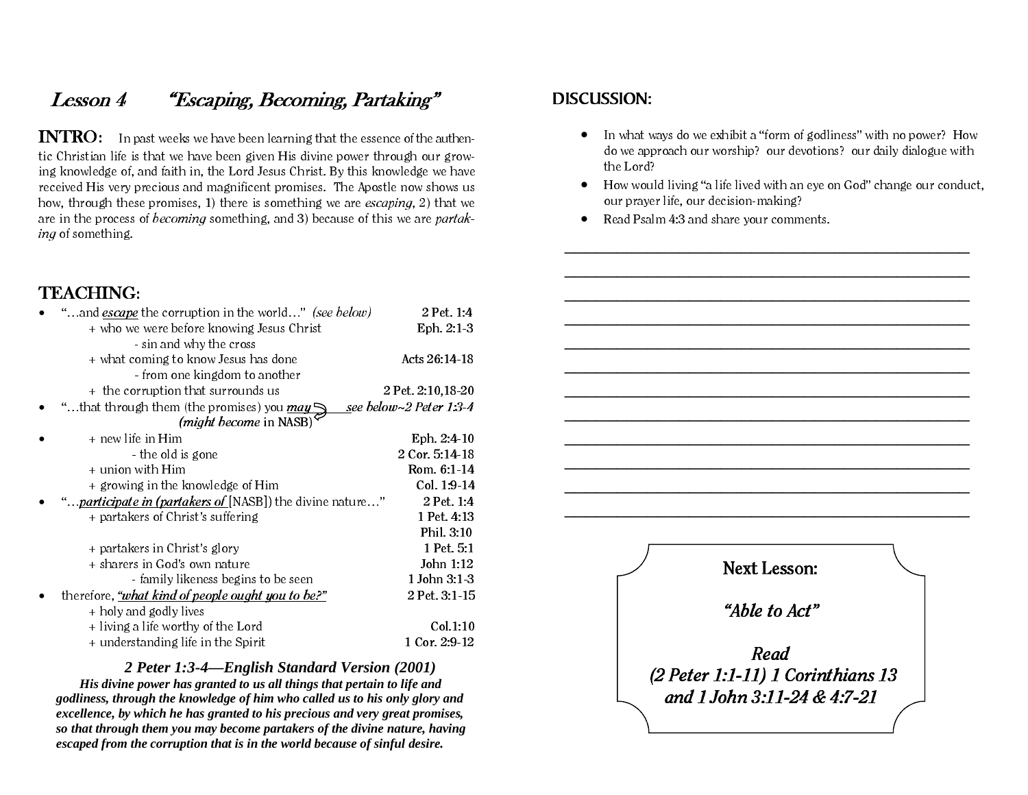## *Lesson 4 "Escaping, Becoming, Partaking"*

**INTRO:** In past weeks we have been learning that the essence of the authentic Christian life is that we have been given His divine power through our growing knowledge of, and faith in, the Lord Jesus Christ. By this knowledge we have received His very precious and magnificent promises. The Apostle now shows us how, through these promises, 1) there is something we are *escaping*, 2) that we are in the process of *becoming* something, and 3) because of this we are *partaking* of something.

## TEACHING:

- "…and ***escape*** the corruption in the world…" *(see below)* — 2 Pet. 1:4
    - \+ who we were before knowing Jesus Christ — Eph. 2:1-3
        - \- sin and why the cross
    - \+ what coming to know Jesus has done — Acts 26:14-18
        - \- from one kingdom to another
    - \+ the corruption that surrounds us — 2 Pet. 2:10,18-20
- "…that through them (the promises) you ***may*** ***(might become*** in NASB) — *see below~2 Peter 1:3-4*
- \+ new life in Him — Eph. 2:4-10
    - \- the old is gone — 2 Cor. 5:14-18
    - \+ union with Him — Rom. 6:1-14
    - \+ growing in the knowledge of Him — Col. 1:9-14
- "…***participate in (partakers of*** [NASB]) the divine nature…" — 2 Pet. 1:4
    - \+ partakers of Christ's suffering — 1 Pet. 4:13, Phil. 3:10
    - \+ partakers in Christ's glory — 1 Pet. 5:1
    - \+ sharers in God's own nature — John 1:12
        - \- family likeness begins to be seen — 1 John 3:1-3
- therefore, ***"what kind of people ought you to be?"*** — 2 Pet. 3:1-15
    - \+ holy and godly lives
    - \+ living a life worthy of the Lord — Col.1:10
    - \+ understanding life in the Spirit — 1 Cor. 2:9-12

***2 Peter 1:3-4—English Standard Version (2001)***

***His divine power has granted to us all things that pertain to life and godliness, through the knowledge of him who called us to his only glory and excellence, by which he has granted to his precious and very great promises, so that through them you may become partakers of the divine nature, having escaped from the corruption that is in the world because of sinful desire.***

## DISCUSSION:

- In what ways do we exhibit a "form of godliness" with no power? How do we approach our worship? our devotions? our daily dialogue with the Lord?
- How would living "a life lived with an eye on God" change our conduct, our prayer life, our decision-making?
- Read Psalm 4:3 and share your comments.

\_\_\_\_\_\_\_\_\_\_\_\_\_\_\_\_\_\_\_\_\_\_\_\_\_\_\_\_\_\_\_\_\_\_\_\_\_\_\_\_\_\_\_\_\_\_\_\_

\_\_\_\_\_\_\_\_\_\_\_\_\_\_\_\_\_\_\_\_\_\_\_\_\_\_\_\_\_\_\_\_\_\_\_\_\_\_\_\_\_\_\_\_\_\_\_\_

\_\_\_\_\_\_\_\_\_\_\_\_\_\_\_\_\_\_\_\_\_\_\_\_\_\_\_\_\_\_\_\_\_\_\_\_\_\_\_\_\_\_\_\_\_\_\_\_

\_\_\_\_\_\_\_\_\_\_\_\_\_\_\_\_\_\_\_\_\_\_\_\_\_\_\_\_\_\_\_\_\_\_\_\_\_\_\_\_\_\_\_\_\_\_\_\_

\_\_\_\_\_\_\_\_\_\_\_\_\_\_\_\_\_\_\_\_\_\_\_\_\_\_\_\_\_\_\_\_\_\_\_\_\_\_\_\_\_\_\_\_\_\_\_\_

\_\_\_\_\_\_\_\_\_\_\_\_\_\_\_\_\_\_\_\_\_\_\_\_\_\_\_\_\_\_\_\_\_\_\_\_\_\_\_\_\_\_\_\_\_\_\_\_

\_\_\_\_\_\_\_\_\_\_\_\_\_\_\_\_\_\_\_\_\_\_\_\_\_\_\_\_\_\_\_\_\_\_\_\_\_\_\_\_\_\_\_\_\_\_\_\_

\_\_\_\_\_\_\_\_\_\_\_\_\_\_\_\_\_\_\_\_\_\_\_\_\_\_\_\_\_\_\_\_\_\_\_\_\_\_\_\_\_\_\_\_\_\_\_\_

\_\_\_\_\_\_\_\_\_\_\_\_\_\_\_\_\_\_\_\_\_\_\_\_\_\_\_\_\_\_\_\_\_\_\_\_\_\_\_\_\_\_\_\_\_\_\_\_

\_\_\_\_\_\_\_\_\_\_\_\_\_\_\_\_\_\_\_\_\_\_\_\_\_\_\_\_\_\_\_\_\_\_\_\_\_\_\_\_\_\_\_\_\_\_\_\_

\_\_\_\_\_\_\_\_\_\_\_\_\_\_\_\_\_\_\_\_\_\_\_\_\_\_\_\_\_\_\_\_\_\_\_\_\_\_\_\_\_\_\_\_\_\_\_\_

\_\_\_\_\_\_\_\_\_\_\_\_\_\_\_\_\_\_\_\_\_\_\_\_\_\_\_\_\_\_\_\_\_\_\_\_\_\_\_\_\_\_\_\_\_\_\_\_

**Next Lesson:**

***"Able to Act"***

***Read***
***(2 Peter 1:1-11) 1 Corinthians 13***
***and 1 John 3:11-24 & 4:7-21***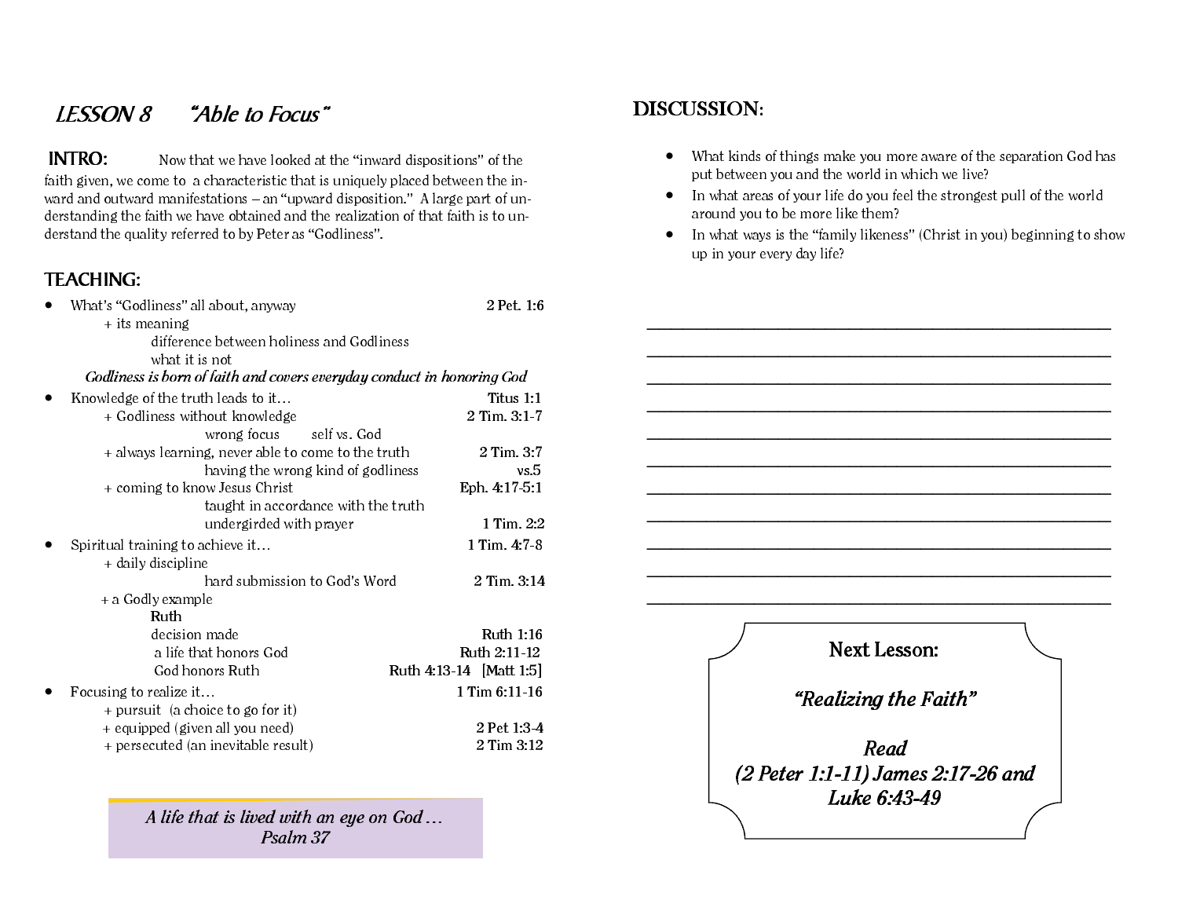# LESSON 8 *"Able to Focus"*

**INTRO:** Now that we have looked at the "inward dispositions" of the faith given, we come to a characteristic that is uniquely placed between the inward and outward manifestations – an "upward disposition." A large part of understanding the faith we have obtained and the realization of that faith is to understand the quality referred to by Peter as "Godliness".

## TEACHING:

- What's "Godliness" all about, anyway — 2 Pet. 1:6
  - + its meaning
    - difference between holiness and Godliness
    - what it is not
  - ***Godliness is born of faith and covers everyday conduct in honoring God***
- Knowledge of the truth leads to it… — Titus 1:1
  - + Godliness without knowledge — 2 Tim. 3:1-7
    - wrong focus  self vs. God
  - + always learning, never able to come to the truth — 2 Tim. 3:7
    - having the wrong kind of godliness — vs.5
  - + coming to know Jesus Christ — Eph. 4:17-5:1
    - taught in accordance with the truth
    - undergirded with prayer — 1 Tim. 2:2
- Spiritual training to achieve it… — 1 Tim. 4:7-8
  - + daily discipline
    - hard submission to God's Word — 2 Tim. 3:14
  - + a Godly example
    - Ruth
    - decision made — Ruth 1:16
    - a life that honors God — Ruth 2:11-12
    - God honors Ruth — Ruth 4:13-14 [Matt 1:5]
- Focusing to realize it… — 1 Tim 6:11-16
  - + pursuit (a choice to go for it)
  - + equipped (given all you need) — 2 Pet 1:3-4
  - + persecuted (an inevitable result) — 2 Tim 3:12

*A life that is lived with an eye on God …*
*Psalm 37*

## DISCUSSION:

- What kinds of things make you more aware of the separation God has put between you and the world in which we live?
- In what areas of your life do you feel the strongest pull of the world around you to be more like them?
- In what ways is the "family likeness" (Christ in you) beginning to show up in your every day life?

___________________________________________________________

___________________________________________________________

___________________________________________________________

___________________________________________________________

___________________________________________________________

___________________________________________________________

___________________________________________________________

___________________________________________________________

___________________________________________________________

___________________________________________________________

___________________________________________________________

**Next Lesson:**

***"Realizing the Faith"***

***Read***
***(2 Peter 1:1-11) James 2:17-26 and Luke 6:43-49***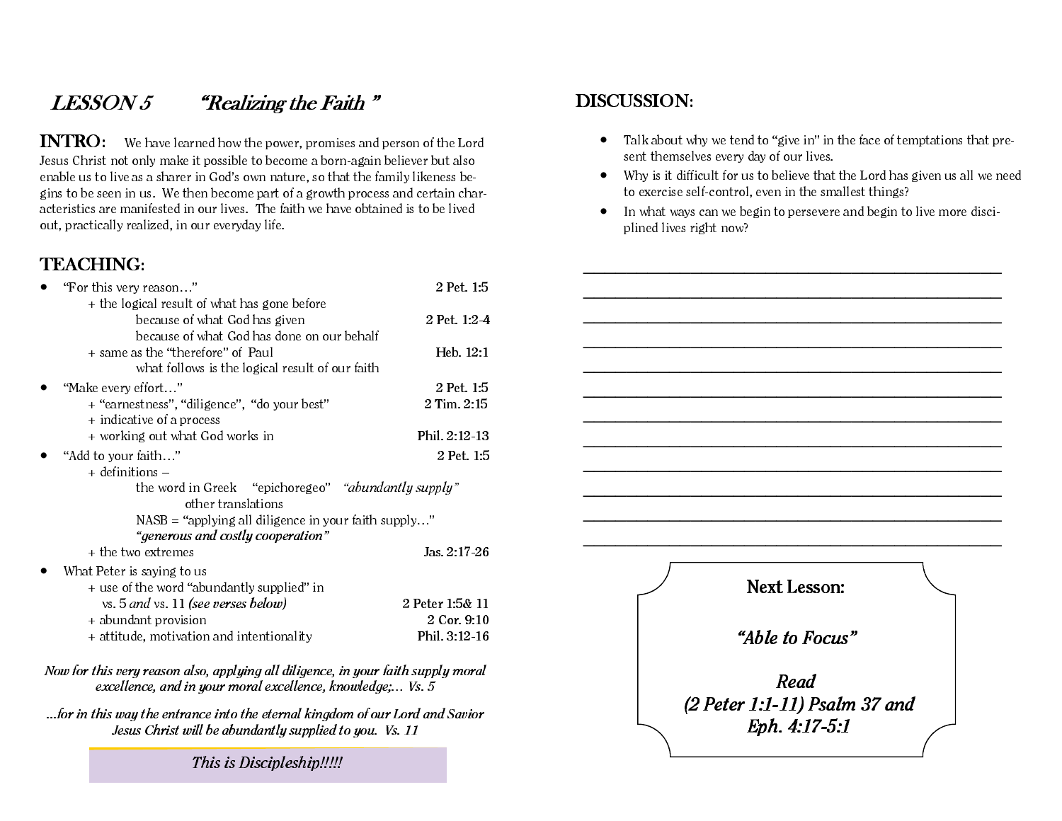# LESSON 5 "Realizing the Faith"

**INTRO:** We have learned how the power, promises and person of the Lord Jesus Christ not only make it possible to become a born-again believer but also enable us to live as a sharer in God's own nature, so that the family likeness begins to be seen in us. We then become part of a growth process and certain characteristics are manifested in our lives. The faith we have obtained is to be lived out, practically realized, in our everyday life.

## TEACHING:

- "For this very reason…" — 2 Pet. 1:5
  - + the logical result of what has gone before
    - because of what God has given — 2 Pet. 1:2-4
    - because of what God has done on our behalf
  - + same as the "therefore" of Paul — Heb. 12:1
    - what follows is the logical result of our faith
- "Make every effort…" — 2 Pet. 1:5
  - + "earnestness", "diligence", "do your best" — 2 Tim. 2:15
  - + indicative of a process
  - + working out what God works in — Phil. 2:12-13
- "Add to your faith…" — 2 Pet. 1:5
  - + definitions –
    - the word in Greek "epichoregeo" *"abundantly supply"*
      - other translations
    - NASB = "applying all diligence in your faith supply…"
    - *"generous and costly cooperation"*
  - + the two extremes — Jas. 2:17-26
- What Peter is saying to us
  - + use of the word "abundantly supplied" in vs. 5 *and* vs. 11 *(see verses below)* — 2 Peter 1:5& 11
  - + abundant provision — 2 Cor. 9:10
  - + attitude, motivation and intentionality — Phil. 3:12-16

*Now for this very reason also, applying all diligence, in your faith supply moral excellence, and in your moral excellence, knowledge;… Vs. 5*

*…for in this way the entrance into the eternal kingdom of our Lord and Savior Jesus Christ will be abundantly supplied to you. Vs. 11*

*This is Discipleship!!!!!*

## DISCUSSION:

- Talk about why we tend to "give in" in the face of temptations that present themselves every day of our lives.
- Why is it difficult for us to believe that the Lord has given us all we need to exercise self-control, even in the smallest things?
- In what ways can we begin to persevere and begin to live more disciplined lives right now?

______________________________________________

______________________________________________

______________________________________________

______________________________________________

______________________________________________

______________________________________________

______________________________________________

______________________________________________

______________________________________________

______________________________________________

______________________________________________

______________________________________________

**Next Lesson:**

***"Able to Focus"***

***Read***
***(2 Peter 1:1-11) Psalm 37 and***
***Eph. 4:17-5:1***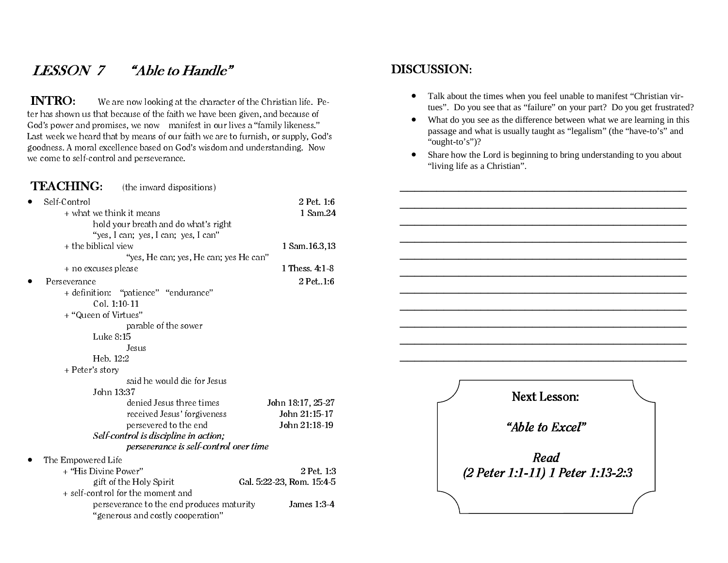# LESSON 7 "Able to Handle"

**INTRO:** We are now looking at the character of the Christian life. Peter has shown us that because of the faith we have been given, and because of God's power and promises, we now manifest in our lives a "family likeness." Last week we heard that by means of our faith we are to furnish, or supply, God's goodness. A moral excellence based on God's wisdom and understanding. Now we come to self-control and perseverance.

**TEACHING:** (the inward dispositions)

- Self-Control — 2 Pet. 1:6
  - + what we think it means — 1 Sam.24
    - hold your breath and do what's right
    - "yes, I can; yes, I can; yes, I can"
  - + the biblical view — 1 Sam.16.3,13
    - "yes, He can; yes, He can; yes He can"
  - + no excuses please — 1 Thess. 4:1-8
- Perseverance — 2 Pet..1:6
  - + definition: "patience" "endurance"
    - Col. 1:10-11
  - + "Queen of Virtues"
    - parable of the sower
    - Luke 8:15
    - Jesus
    - Heb. 12:2
  - + Peter's story
    - said he would die for Jesus
    - John 13:37
    - denied Jesus three times — John 18:17, 25-27
    - received Jesus' forgiveness — John 21:15-17
    - persevered to the end — John 21:18-19
    - *Self-control is discipline in action;*
    - *perseverance is self-control over time*
- The Empowered Life
  - + "His Divine Power" — 2 Pet. 1:3
    - gift of the Holy Spirit — Gal. 5:22-23, Rom. 15:4-5
  - + self-control for the moment and
    - perseverance to the end produces maturity — James 1:3-4
    - "generous and costly cooperation"

## DISCUSSION:

- Talk about the times when you feel unable to manifest "Christian virtues". Do you see that as "failure" on your part? Do you get frustrated?
- What do you see as the difference between what we are learning in this passage and what is usually taught as "legalism" (the "have-to's" and "ought-to's")?
- Share how the Lord is beginning to bring understanding to you about "living life as a Christian".

\_\_\_\_\_\_\_\_\_\_\_\_\_\_\_\_\_\_\_\_\_\_\_\_\_\_\_\_\_\_\_\_\_\_\_\_\_\_\_\_\_\_\_\_\_\_\_\_\_\_\_\_

\_\_\_\_\_\_\_\_\_\_\_\_\_\_\_\_\_\_\_\_\_\_\_\_\_\_\_\_\_\_\_\_\_\_\_\_\_\_\_\_\_\_\_\_\_\_\_\_\_\_\_\_

\_\_\_\_\_\_\_\_\_\_\_\_\_\_\_\_\_\_\_\_\_\_\_\_\_\_\_\_\_\_\_\_\_\_\_\_\_\_\_\_\_\_\_\_\_\_\_\_\_\_\_\_

\_\_\_\_\_\_\_\_\_\_\_\_\_\_\_\_\_\_\_\_\_\_\_\_\_\_\_\_\_\_\_\_\_\_\_\_\_\_\_\_\_\_\_\_\_\_\_\_\_\_\_\_

\_\_\_\_\_\_\_\_\_\_\_\_\_\_\_\_\_\_\_\_\_\_\_\_\_\_\_\_\_\_\_\_\_\_\_\_\_\_\_\_\_\_\_\_\_\_\_\_\_\_\_\_

\_\_\_\_\_\_\_\_\_\_\_\_\_\_\_\_\_\_\_\_\_\_\_\_\_\_\_\_\_\_\_\_\_\_\_\_\_\_\_\_\_\_\_\_\_\_\_\_\_\_\_\_

\_\_\_\_\_\_\_\_\_\_\_\_\_\_\_\_\_\_\_\_\_\_\_\_\_\_\_\_\_\_\_\_\_\_\_\_\_\_\_\_\_\_\_\_\_\_\_\_\_\_\_\_

\_\_\_\_\_\_\_\_\_\_\_\_\_\_\_\_\_\_\_\_\_\_\_\_\_\_\_\_\_\_\_\_\_\_\_\_\_\_\_\_\_\_\_\_\_\_\_\_\_\_\_\_

\_\_\_\_\_\_\_\_\_\_\_\_\_\_\_\_\_\_\_\_\_\_\_\_\_\_\_\_\_\_\_\_\_\_\_\_\_\_\_\_\_\_\_\_\_\_\_\_\_\_\_\_

\_\_\_\_\_\_\_\_\_\_\_\_\_\_\_\_\_\_\_\_\_\_\_\_\_\_\_\_\_\_\_\_\_\_\_\_\_\_\_\_\_\_\_\_\_\_\_\_\_\_\_\_

\_\_\_\_\_\_\_\_\_\_\_\_\_\_\_\_\_\_\_\_\_\_\_\_\_\_\_\_\_\_\_\_\_\_\_\_\_\_\_\_\_\_\_\_\_\_\_\_\_\_\_\_

**Next Lesson:**

***"Able to Excel"***

***Read***

***(2 Peter 1:1-11) 1 Peter 1:13-2:3***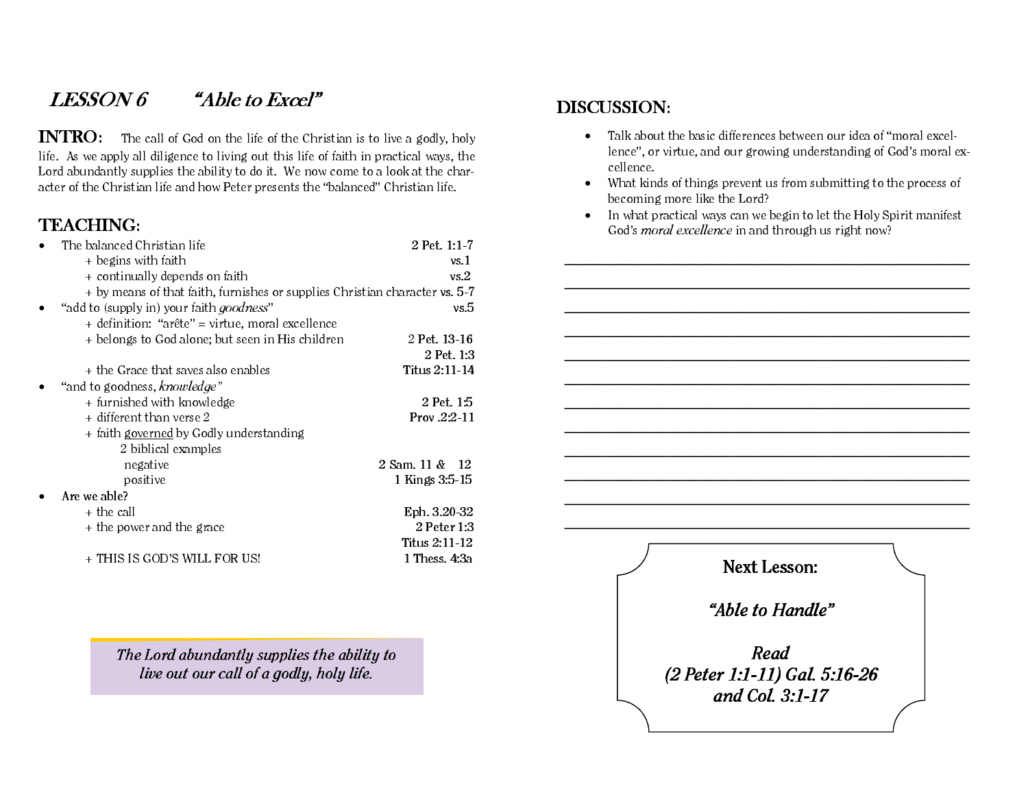## LESSON 6 *"Able to Excel"*

**INTRO:** The call of God on the life of the Christian is to live a godly, holy life. As we apply all diligence to living out this life of faith in practical ways, the Lord abundantly supplies the ability to do it. We now come to a look at the character of the Christian life and how Peter presents the "balanced" Christian life.

## TEACHING:

- The balanced Christian life — 2 Pet. 1:1-7
  - + begins with faith — vs.1
  - + continually depends on faith — vs.2
  - + by means of that faith, furnishes or supplies Christian character vs. 5-7
- "add to (supply in) your faith *goodness*" — vs.5
  - + definition: "arête" = virtue, moral excellence
  - + belongs to God alone; but seen in His children — 2 Pet. 13-16; 2 Pet. 1:3
  - + the Grace that saves also enables — Titus 2:11-14
- "and to goodness, *knowledge*"
  - + furnished with knowledge — 2 Pet. 1:5
  - + different than verse 2 — Prov .2:2-11
  - + faith governed by Godly understanding
    - 2 biblical examples
    - negative — 2 Sam. 11 & 12
    - positive — 1 Kings 3:5-15
- Are we able?
  - + the call — Eph. 3.20-32
  - + the power and the grace — 2 Peter 1:3; Titus 2:11-12
  - + THIS IS GOD'S WILL FOR US! — 1 Thess. 4:3a

*The Lord abundantly supplies the ability to live out our call of a godly, holy life.*

## DISCUSSION:

- Talk about the basic differences between our idea of "moral excellence", or virtue, and our growing understanding of God's moral excellence.
- What kinds of things prevent us from submitting to the process of becoming more like the Lord?
- In what practical ways can we begin to let the Holy Spirit manifest God's *moral excellence* in and through us right now?

\_\_\_\_\_\_\_\_\_\_\_\_\_\_\_\_\_\_\_\_\_\_\_\_\_\_\_\_\_\_\_\_\_\_\_\_\_\_\_\_\_\_\_\_\_\_\_\_\_\_\_\_\_\_\_\_\_\_

\_\_\_\_\_\_\_\_\_\_\_\_\_\_\_\_\_\_\_\_\_\_\_\_\_\_\_\_\_\_\_\_\_\_\_\_\_\_\_\_\_\_\_\_\_\_\_\_\_\_\_\_\_\_\_\_\_\_

\_\_\_\_\_\_\_\_\_\_\_\_\_\_\_\_\_\_\_\_\_\_\_\_\_\_\_\_\_\_\_\_\_\_\_\_\_\_\_\_\_\_\_\_\_\_\_\_\_\_\_\_\_\_\_\_\_\_

\_\_\_\_\_\_\_\_\_\_\_\_\_\_\_\_\_\_\_\_\_\_\_\_\_\_\_\_\_\_\_\_\_\_\_\_\_\_\_\_\_\_\_\_\_\_\_\_\_\_\_\_\_\_\_\_\_\_

\_\_\_\_\_\_\_\_\_\_\_\_\_\_\_\_\_\_\_\_\_\_\_\_\_\_\_\_\_\_\_\_\_\_\_\_\_\_\_\_\_\_\_\_\_\_\_\_\_\_\_\_\_\_\_\_\_\_

\_\_\_\_\_\_\_\_\_\_\_\_\_\_\_\_\_\_\_\_\_\_\_\_\_\_\_\_\_\_\_\_\_\_\_\_\_\_\_\_\_\_\_\_\_\_\_\_\_\_\_\_\_\_\_\_\_\_

\_\_\_\_\_\_\_\_\_\_\_\_\_\_\_\_\_\_\_\_\_\_\_\_\_\_\_\_\_\_\_\_\_\_\_\_\_\_\_\_\_\_\_\_\_\_\_\_\_\_\_\_\_\_\_\_\_\_

\_\_\_\_\_\_\_\_\_\_\_\_\_\_\_\_\_\_\_\_\_\_\_\_\_\_\_\_\_\_\_\_\_\_\_\_\_\_\_\_\_\_\_\_\_\_\_\_\_\_\_\_\_\_\_\_\_\_

\_\_\_\_\_\_\_\_\_\_\_\_\_\_\_\_\_\_\_\_\_\_\_\_\_\_\_\_\_\_\_\_\_\_\_\_\_\_\_\_\_\_\_\_\_\_\_\_\_\_\_\_\_\_\_\_\_\_

\_\_\_\_\_\_\_\_\_\_\_\_\_\_\_\_\_\_\_\_\_\_\_\_\_\_\_\_\_\_\_\_\_\_\_\_\_\_\_\_\_\_\_\_\_\_\_\_\_\_\_\_\_\_\_\_\_\_

\_\_\_\_\_\_\_\_\_\_\_\_\_\_\_\_\_\_\_\_\_\_\_\_\_\_\_\_\_\_\_\_\_\_\_\_\_\_\_\_\_\_\_\_\_\_\_\_\_\_\_\_\_\_\_\_\_\_

\_\_\_\_\_\_\_\_\_\_\_\_\_\_\_\_\_\_\_\_\_\_\_\_\_\_\_\_\_\_\_\_\_\_\_\_\_\_\_\_\_\_\_\_\_\_\_\_\_\_\_\_\_\_\_\_\_\_

**Next Lesson:**

***"Able to Handle"***

***Read***
***(2 Peter 1:1-11) Gal. 5:16-26***
***and Col. 3:1-17***